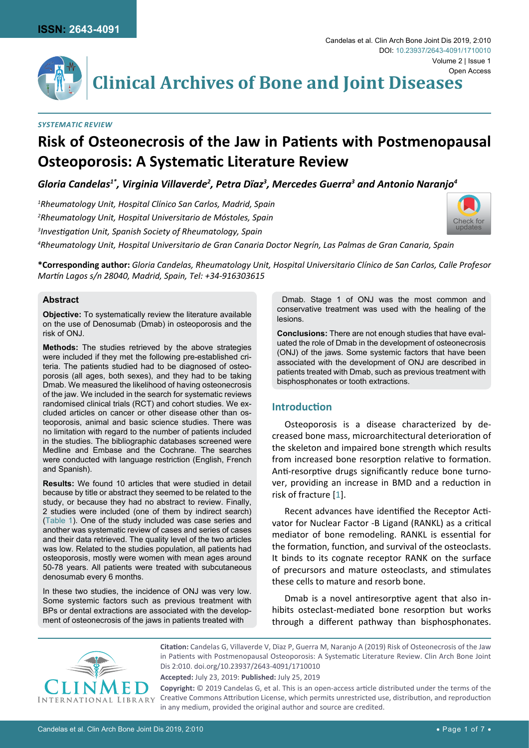SYSTEMATIC REVIEW

# Risk of Osteonecrosis of the Jaw in Patients with Postmenopausal Osteoporosis: A Systematic Literature Review

*Gloria Candelas[1*], Virginia Villaverde[2], Petra Dïaz[3], Mercedes Guerra[3] and Antonio Naranjo[4]*

[1]Rheumatology Unit, Hospital Clínico San Carlos, Madrid, Spain

[2]Rheumatology Unit, Hospital Universitario de Móstoles, Spain

[3]Investigation Unit, Spanish Society of Rheumatology, Spain

[4]Rheumatology Unit, Hospital Universitario de Gran Canaria Doctor Negrín, Las Palmas de Gran Canaria, Spain

**\*Corresponding author:** *Gloria Candelas, Rheumatology Unit, Hospital Universitario Clínico de San Carlos, Calle Profesor Martín Lagos s/n 28040, Madrid, Spain, Tel: +34-916303615*

## Abstract

**Objective:** To systematically review the literature available on the use of Denosumab (Dmab) in osteoporosis and the risk of ONJ.

**Methods:** The studies retrieved by the above strategies were included if they met the following pre-established criteria. The patients studied had to be diagnosed of osteoporosis (all ages, both sexes), and they had to be taking Dmab. We measured the likelihood of having osteonecrosis of the jaw. We included in the search for systematic reviews randomised clinical trials (RCT) and cohort studies. We excluded articles on cancer or other disease other than osteoporosis, animal and basic science studies. There was no limitation with regard to the number of patients included in the studies. The bibliographic databases screened were Medline and Embase and the Cochrane. The searches were conducted with language restriction (English, French and Spanish).

**Results:** We found 10 articles that were studied in detail because by title or abstract they seemed to be related to the study, or because they had no abstract to review. Finally, 2 studies were included (one of them by indirect search) (Table 1). One of the study included was case series and another was systematic review of cases and series of cases and their data retrieved. The quality level of the two articles was low. Related to the studies population, all patients had osteoporosis, mostly were women with mean ages around 50-78 years. All patients were treated with subcutaneous denosumab every 6 months.

In these two studies, the incidence of ONJ was very low. Some systemic factors such as previous treatment with BPs or dental extractions are associated with the development of osteonecrosis of the jaws in patients treated with Dmab. Stage 1 of ONJ was the most common and conservative treatment was used with the healing of the lesions.

**Conclusions:** There are not enough studies that have evaluated the role of Dmab in the development of osteonecrosis (ONJ) of the jaws. Some systemic factors that have been associated with the development of ONJ are described in patients treated with Dmab, such as previous treatment with bisphosphonates or tooth extractions.

## Introduction

Osteoporosis is a disease characterized by decreased bone mass, microarchitectural deterioration of the skeleton and impaired bone strength which results from increased bone resorption relative to formation. Anti-resorptive drugs significantly reduce bone turnover, providing an increase in BMD and a reduction in risk of fracture [1].

Recent advances have identified the Receptor Activator for Nuclear Factor -B Ligand (RANKL) as a critical mediator of bone remodeling. RANKL is essential for the formation, function, and survival of the osteoclasts. It binds to its cognate receptor RANK on the surface of precursors and mature osteoclasts, and stimulates these cells to mature and resorb bone.

Dmab is a novel antiresorptive agent that also inhibits osteclast-mediated bone resorption but works through a different pathway than bisphosphonates.

**Citation:** Candelas G, Villaverde V, Dïaz P, Guerra M, Naranjo A (2019) Risk of Osteonecrosis of the Jaw in Patients with Postmenopausal Osteoporosis: A Systematic Literature Review. Clin Arch Bone Joint Dis 2:010. doi.org/10.23937/2643-4091/1710010

**Accepted:** July 23, 2019: **Published:** July 25, 2019

**Copyright:** © 2019 Candelas G, et al. This is an open-access article distributed under the terms of the Creative Commons Attribution License, which permits unrestricted use, distribution, and reproduction in any medium, provided the original author and source are credited.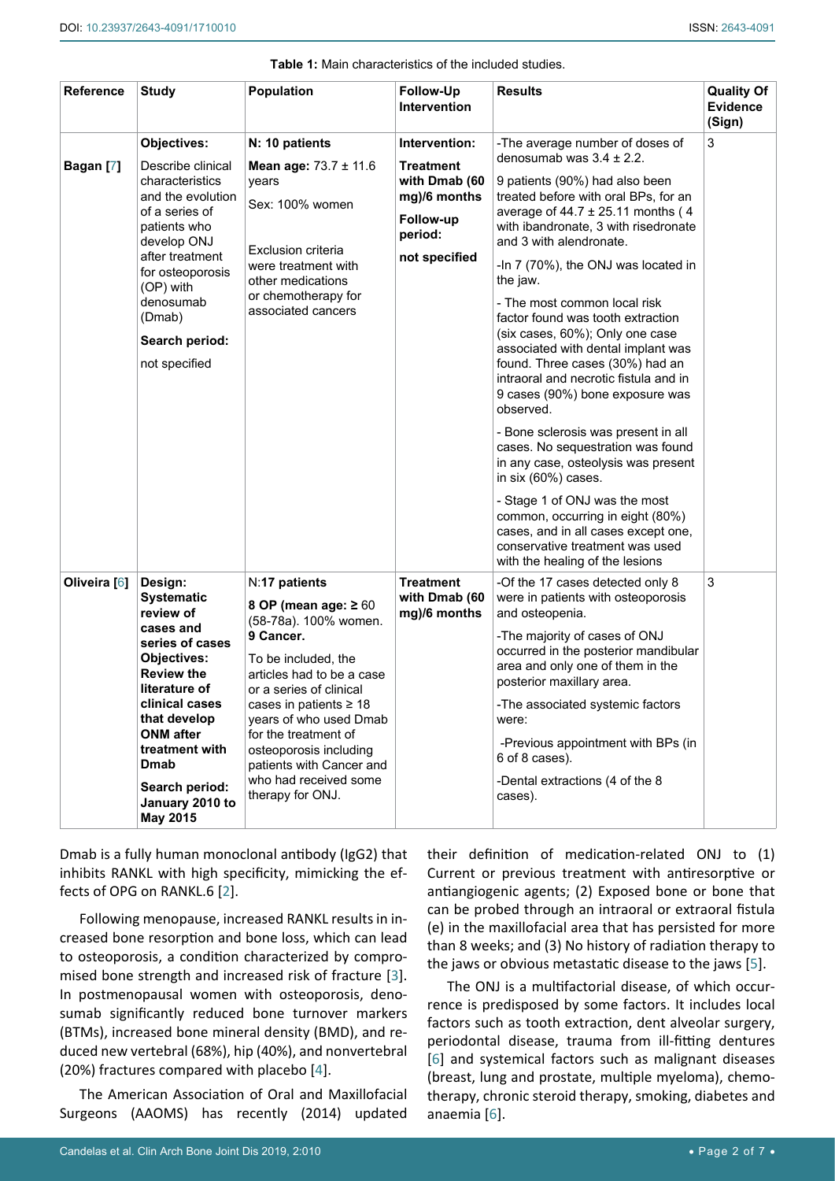**Table 1:** Main characteristics of the included studies.

| Reference | Study | Population | Follow-Up Intervention | Results | Quality Of Evidence (Sign) |
|---|---|---|---|---|---|
| **Bagan [7]** | **Objectives:** Describe clinical characteristics and the evolution of a series of patients who develop ONJ after treatment for osteoporosis (OP) with denosumab (Dmab) **Search period:** not specified | **N: 10 patients** **Mean age:** 73.7 ± 11.6 years Sex: 100% women Exclusion criteria were treatment with other medications or chemotherapy for associated cancers | **Intervention:** **Treatment with Dmab (60 mg)/6 months** **Follow-up period:** **not specified** | -The average number of doses of denosumab was 3.4 ± 2.2. 9 patients (90%) had also been treated before with oral BPs, for an average of 44.7 ± 25.11 months ( 4 with ibandronate, 3 with risedronate and 3 with alendronate. -In 7 (70%), the ONJ was located in the jaw. - The most common local risk factor found was tooth extraction (six cases, 60%); Only one case associated with dental implant was found. Three cases (30%) had an intraoral and necrotic fistula and in 9 cases (90%) bone exposure was observed. - Bone sclerosis was present in all cases. No sequestration was found in any case, osteolysis was present in six (60%) cases. - Stage 1 of ONJ was the most common, occurring in eight (80%) cases, and in all cases except one, conservative treatment was used with the healing of the lesions | 3 |
| **Oliveira [6]** | **Design: Systematic review of cases and series of cases** **Objectives: Review the literature of clinical cases that develop ONM after treatment with Dmab** **Search period: January 2010 to May 2015** | N:**17 patients** **8 OP (mean age: ≥ 60** (58-78a). 100% women. **9 Cancer.** To be included, the articles had to be a case or a series of clinical cases in patients ≥ 18 years of who used Dmab for the treatment of osteoporosis including patients with Cancer and who had received some therapy for ONJ. | **Treatment with Dmab (60 mg)/6 months** | -Of the 17 cases detected only 8 were in patients with osteoporosis and osteopenia. -The majority of cases of ONJ occurred in the posterior mandibular area and only one of them in the posterior maxillary area. -The associated systemic factors were: -Previous appointment with BPs (in 6 of 8 cases). -Dental extractions (4 of the 8 cases). | 3 |

Dmab is a fully human monoclonal antibody (IgG2) that inhibits RANKL with high specificity, mimicking the effects of OPG on RANKL.6 [2].

Following menopause, increased RANKL results in increased bone resorption and bone loss, which can lead to osteoporosis, a condition characterized by compromised bone strength and increased risk of fracture [3]. In postmenopausal women with osteoporosis, denosumab significantly reduced bone turnover markers (BTMs), increased bone mineral density (BMD), and reduced new vertebral (68%), hip (40%), and nonvertebral (20%) fractures compared with placebo [4].

The American Association of Oral and Maxillofacial Surgeons (AAOMS) has recently (2014) updated their definition of medication-related ONJ to (1) Current or previous treatment with antiresorptive or antiangiogenic agents; (2) Exposed bone or bone that can be probed through an intraoral or extraoral fistula (e) in the maxillofacial area that has persisted for more than 8 weeks; and (3) No history of radiation therapy to the jaws or obvious metastatic disease to the jaws [5].

The ONJ is a multifactorial disease, of which occurrence is predisposed by some factors. It includes local factors such as tooth extraction, dent alveolar surgery, periodontal disease, trauma from ill-fitting dentures [6] and systemical factors such as malignant diseases (breast, lung and prostate, multiple myeloma), chemotherapy, chronic steroid therapy, smoking, diabetes and anaemia [6].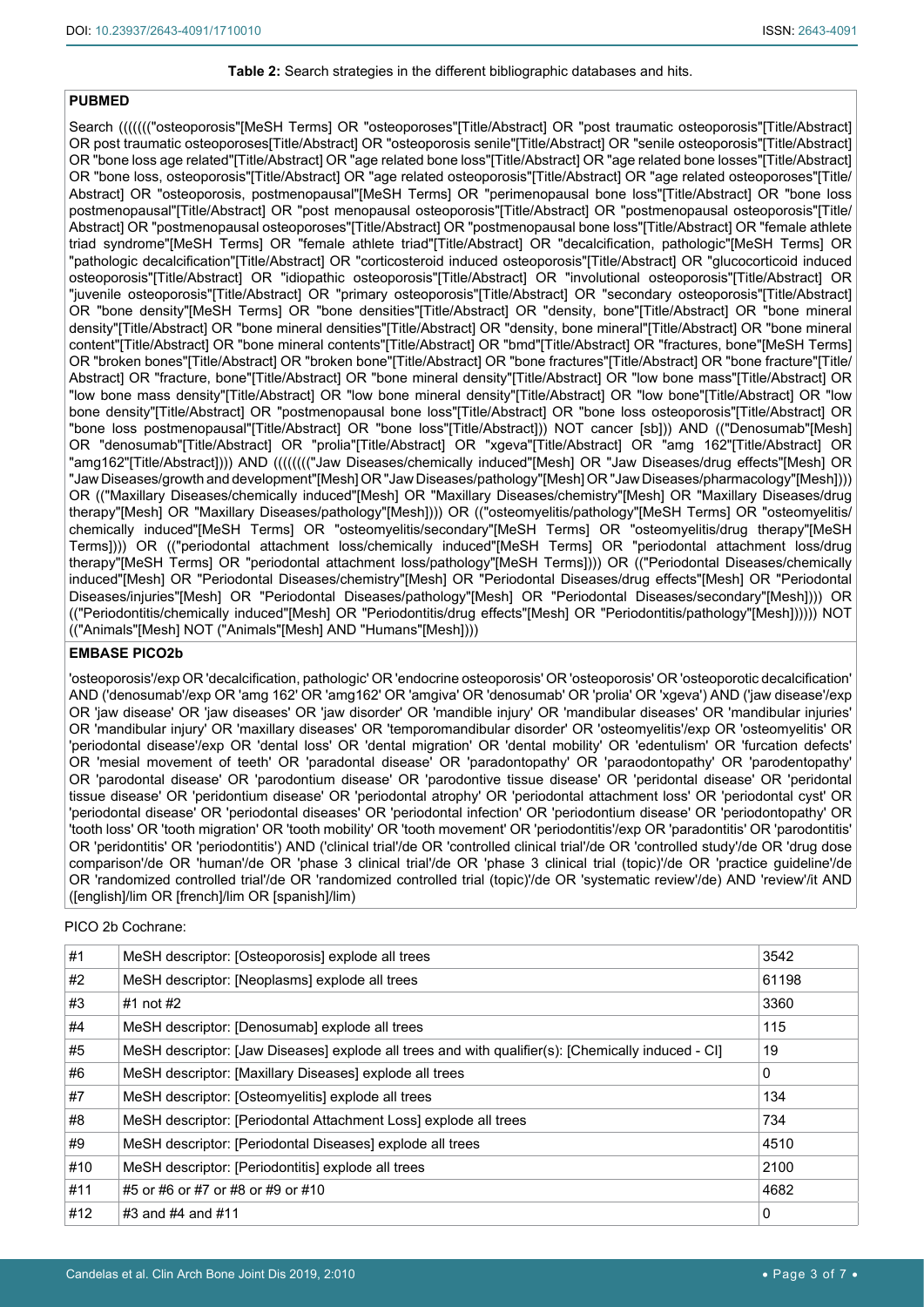**Table 2:** Search strategies in the different bibliographic databases and hits.

**PUBMED**

Search (((((("osteoporosis"[MeSH Terms] OR "osteoporoses"[Title/Abstract] OR "post traumatic osteoporosis"[Title/Abstract] OR post traumatic osteoporoses[Title/Abstract] OR "osteoporosis senile"[Title/Abstract] OR "senile osteoporosis"[Title/Abstract] OR "bone loss age related"[Title/Abstract] OR "age related bone loss"[Title/Abstract] OR "age related bone losses"[Title/Abstract] OR "bone loss, osteoporosis"[Title/Abstract] OR "age related osteoporosis"[Title/Abstract] OR "age related osteoporoses"[Title/Abstract] OR "osteoporosis, postmenopausal"[MeSH Terms] OR "perimenopausal bone loss"[Title/Abstract] OR "bone loss postmenopausal"[Title/Abstract] OR "post menopausal osteoporosis"[Title/Abstract] OR "postmenopausal osteoporosis"[Title/Abstract] OR "postmenopausal osteoporoses"[Title/Abstract] OR "postmenopausal bone loss"[Title/Abstract] OR "female athlete triad syndrome"[MeSH Terms] OR "female athlete triad"[Title/Abstract] OR "decalcification, pathologic"[MeSH Terms] OR "pathologic decalcification"[Title/Abstract] OR "corticosteroid induced osteoporosis"[Title/Abstract] OR "glucocorticoid induced osteoporosis"[Title/Abstract] OR "idiopathic osteoporosis"[Title/Abstract] OR "involutional osteoporosis"[Title/Abstract] OR "juvenile osteoporosis"[Title/Abstract] OR "primary osteoporosis"[Title/Abstract] OR "secondary osteoporosis"[Title/Abstract] OR "bone density"[MeSH Terms] OR "bone densities"[Title/Abstract] OR "density, bone"[Title/Abstract] OR "bone mineral density"[Title/Abstract] OR "bone mineral densities"[Title/Abstract] OR "density, bone mineral"[Title/Abstract] OR "bone mineral content"[Title/Abstract] OR "bone mineral contents"[Title/Abstract] OR "bmd"[Title/Abstract] OR "fractures, bone"[MeSH Terms] OR "broken bones"[Title/Abstract] OR "broken bone"[Title/Abstract] OR "bone fractures"[Title/Abstract] OR "bone fracture"[Title/Abstract] OR "fracture, bone"[Title/Abstract] OR "bone mineral density"[Title/Abstract] OR "low bone mass"[Title/Abstract] OR "low bone mass density"[Title/Abstract] OR "low bone mineral density"[Title/Abstract] OR "low bone"[Title/Abstract] OR "low bone density"[Title/Abstract] OR "postmenopausal bone loss"[Title/Abstract] OR "bone loss osteoporosis"[Title/Abstract] OR "bone loss postmenopausal"[Title/Abstract] OR "bone loss"[Title/Abstract])) NOT cancer [sb])) AND (("Denosumab"[Mesh] OR "denosumab"[Title/Abstract] OR "prolia"[Title/Abstract] OR "xgeva"[Title/Abstract] OR "amg 162"[Title/Abstract] OR "amg162"[Title/Abstract]))) AND (((((((("Jaw Diseases/chemically induced"[Mesh] OR "Jaw Diseases/drug effects"[Mesh] OR "Jaw Diseases/growth and development"[Mesh] OR "Jaw Diseases/pathology"[Mesh] OR "Jaw Diseases/pharmacology"[Mesh]))) OR (("Maxillary Diseases/chemically induced"[Mesh] OR "Maxillary Diseases/chemistry"[Mesh] OR "Maxillary Diseases/drug therapy"[Mesh] OR "Maxillary Diseases/pathology"[Mesh]))) OR (("osteomyelitis/pathology"[MeSH Terms] OR "osteomyelitis/chemically induced"[MeSH Terms] OR "osteomyelitis/secondary"[MeSH Terms] OR "osteomyelitis/drug therapy"[MeSH Terms]))) OR (("periodontal attachment loss/chemically induced"[MeSH Terms] OR "periodontal attachment loss/drug therapy"[MeSH Terms] OR "periodontal attachment loss/pathology"[MeSH Terms]))) OR (("Periodontal Diseases/chemically induced"[Mesh] OR "Periodontal Diseases/chemistry"[Mesh] OR "Periodontal Diseases/drug effects"[Mesh] OR "Periodontal Diseases/injuries"[Mesh] OR "Periodontal Diseases/pathology"[Mesh] OR "Periodontal Diseases/secondary"[Mesh]))) OR (("Periodontitis/chemically induced"[Mesh] OR "Periodontitis/drug effects"[Mesh] OR "Periodontitis/pathology"[Mesh]))))) NOT (("Animals"[Mesh] NOT ("Animals"[Mesh] AND "Humans"[Mesh])))

**EMBASE PICO2b**

'osteoporosis'/exp OR 'decalcification, pathologic' OR 'endocrine osteoporosis' OR 'osteoporosis' OR 'osteoporotic decalcification' AND ('denosumab'/exp OR 'amg 162' OR 'amg162' OR 'amgiva' OR 'denosumab' OR 'prolia' OR 'xgeva') AND ('jaw disease'/exp OR 'jaw disease' OR 'jaw diseases' OR 'jaw disorder' OR 'mandible injury' OR 'mandibular diseases' OR 'mandibular injuries' OR 'mandibular injury' OR 'maxillary diseases' OR 'temporomandibular disorder' OR 'osteomyelitis'/exp OR 'osteomyelitis' OR 'periodontal disease'/exp OR 'dental loss' OR 'dental migration' OR 'dental mobility' OR 'edentulism' OR 'furcation defects' OR 'mesial movement of teeth' OR 'paradontal disease' OR 'paradontopathy' OR 'paraodontopathy' OR 'parodentopathy' OR 'parodontal disease' OR 'parodontium disease' OR 'parodontive tissue disease' OR 'peridontal disease' OR 'peridontal tissue disease' OR 'peridontium disease' OR 'periodontal atrophy' OR 'periodontal attachment loss' OR 'periodontal cyst' OR 'periodontal disease' OR 'periodontal diseases' OR 'periodontal infection' OR 'periodontium disease' OR 'periodontopathy' OR 'tooth loss' OR 'tooth migration' OR 'tooth mobility' OR 'tooth movement' OR 'periodontitis'/exp OR 'paradontitis' OR 'parodontitis' OR 'peridontitis' OR 'periodontitis') AND ('clinical trial'/de OR 'controlled clinical trial'/de OR 'controlled study'/de OR 'drug dose comparison'/de OR 'human'/de OR 'phase 3 clinical trial'/de OR 'phase 3 clinical trial (topic)'/de OR 'practice guideline'/de OR 'randomized controlled trial'/de OR 'randomized controlled trial (topic)'/de OR 'systematic review'/de) AND 'review'/it AND ([english]/lim OR [french]/lim OR [spanish]/lim)

PICO 2b Cochrane:

| # | Search | Hits |
|---|---|---|
| #1 | MeSH descriptor: [Osteoporosis] explode all trees | 3542 |
| #2 | MeSH descriptor: [Neoplasms] explode all trees | 61198 |
| #3 | #1 not #2 | 3360 |
| #4 | MeSH descriptor: [Denosumab] explode all trees | 115 |
| #5 | MeSH descriptor: [Jaw Diseases] explode all trees and with qualifier(s): [Chemically induced - CI] | 19 |
| #6 | MeSH descriptor: [Maxillary Diseases] explode all trees | 0 |
| #7 | MeSH descriptor: [Osteomyelitis] explode all trees | 134 |
| #8 | MeSH descriptor: [Periodontal Attachment Loss] explode all trees | 734 |
| #9 | MeSH descriptor: [Periodontal Diseases] explode all trees | 4510 |
| #10 | MeSH descriptor: [Periodontitis] explode all trees | 2100 |
| #11 | #5 or #6 or #7 or #8 or #9 or #10 | 4682 |
| #12 | #3 and #4 and #11 | 0 |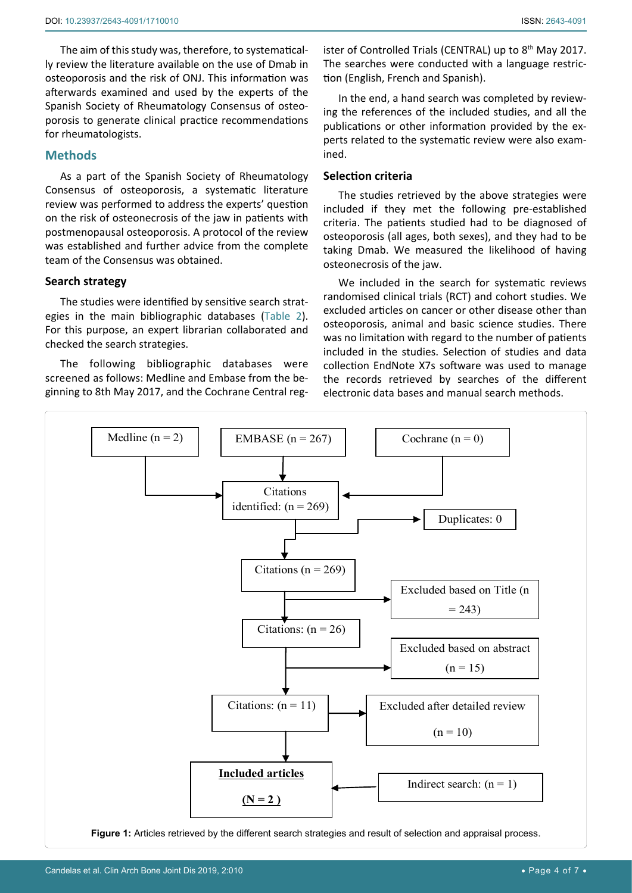The aim of this study was, therefore, to systematically review the literature available on the use of Dmab in osteoporosis and the risk of ONJ. This information was afterwards examined and used by the experts of the Spanish Society of Rheumatology Consensus of osteoporosis to generate clinical practice recommendations for rheumatologists.

## Methods

As a part of the Spanish Society of Rheumatology Consensus of osteoporosis, a systematic literature review was performed to address the experts' question on the risk of osteonecrosis of the jaw in patients with postmenopausal osteoporosis. A protocol of the review was established and further advice from the complete team of the Consensus was obtained.

### Search strategy

The studies were identified by sensitive search strategies in the main bibliographic databases (Table 2). For this purpose, an expert librarian collaborated and checked the search strategies.

The following bibliographic databases were screened as follows: Medline and Embase from the beginning to 8th May 2017, and the Cochrane Central register of Controlled Trials (CENTRAL) up to 8th May 2017. The searches were conducted with a language restriction (English, French and Spanish).

In the end, a hand search was completed by reviewing the references of the included studies, and all the publications or other information provided by the experts related to the systematic review were also examined.

### Selection criteria

The studies retrieved by the above strategies were included if they met the following pre-established criteria. The patients studied had to be diagnosed of osteoporosis (all ages, both sexes), and they had to be taking Dmab. We measured the likelihood of having osteonecrosis of the jaw.

We included in the search for systematic reviews randomised clinical trials (RCT) and cohort studies. We excluded articles on cancer or other disease other than osteoporosis, animal and basic science studies. There was no limitation with regard to the number of patients included in the studies. Selection of studies and data collection EndNote X7s software was used to manage the records retrieved by searches of the different electronic data bases and manual search methods.

Medline (n = 2) | EMBASE (n = 267) | Cochrane (n = 0)
→ Citations identified: (n = 269) → Duplicates: 0
→ Citations (n = 269) → Excluded based on Title (n = 243)
→ Citations: (n = 26) → Excluded based on abstract (n = 15)
→ Citations: (n = 11) → Excluded after detailed review (n = 10)
→ **Included articles (N = 2)** ← Indirect search: (n = 1)

**Figure 1:** Articles retrieved by the different search strategies and result of selection and appraisal process.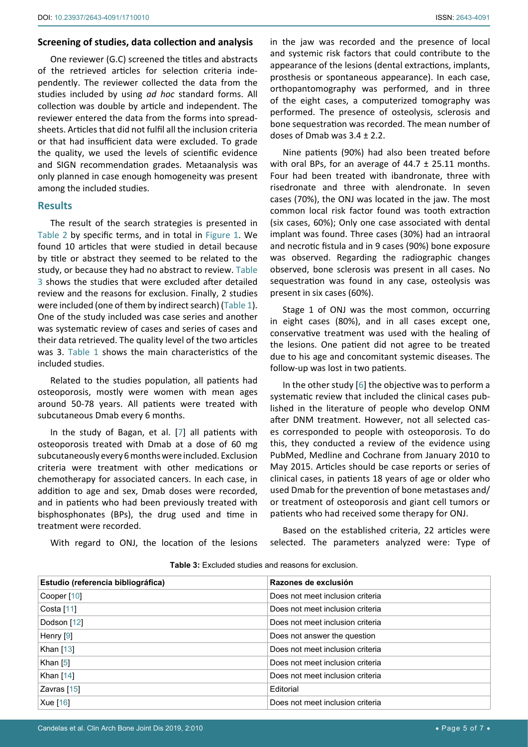### Screening of studies, data collection and analysis

One reviewer (G.C) screened the titles and abstracts of the retrieved articles for selection criteria independently. The reviewer collected the data from the studies included by using *ad hoc* standard forms. All collection was double by article and independent. The reviewer entered the data from the forms into spreadsheets. Articles that did not fulfil all the inclusion criteria or that had insufficient data were excluded. To grade the quality, we used the levels of scientific evidence and SIGN recommendation grades. Metaanalysis was only planned in case enough homogeneity was present among the included studies.

## Results

The result of the search strategies is presented in Table 2 by specific terms, and in total in Figure 1. We found 10 articles that were studied in detail because by title or abstract they seemed to be related to the study, or because they had no abstract to review. Table 3 shows the studies that were excluded after detailed review and the reasons for exclusion. Finally, 2 studies were included (one of them by indirect search) (Table 1). One of the study included was case series and another was systematic review of cases and series of cases and their data retrieved. The quality level of the two articles was 3. Table 1 shows the main characteristics of the included studies.

Related to the studies population, all patients had osteoporosis, mostly were women with mean ages around 50-78 years. All patients were treated with subcutaneous Dmab every 6 months.

In the study of Bagan, et al. [7] all patients with osteoporosis treated with Dmab at a dose of 60 mg subcutaneously every 6 months were included. Exclusion criteria were treatment with other medications or chemotherapy for associated cancers. In each case, in addition to age and sex, Dmab doses were recorded, and in patients who had been previously treated with bisphosphonates (BPs), the drug used and time in treatment were recorded.

With regard to ONJ, the location of the lesions in the jaw was recorded and the presence of local and systemic risk factors that could contribute to the appearance of the lesions (dental extractions, implants, prosthesis or spontaneous appearance). In each case, orthopantomography was performed, and in three of the eight cases, a computerized tomography was performed. The presence of osteolysis, sclerosis and bone sequestration was recorded. The mean number of doses of Dmab was 3.4 ± 2.2.

Nine patients (90%) had also been treated before with oral BPs, for an average of 44.7 ± 25.11 months. Four had been treated with ibandronate, three with risedronate and three with alendronate. In seven cases (70%), the ONJ was located in the jaw. The most common local risk factor found was tooth extraction (six cases, 60%); Only one case associated with dental implant was found. Three cases (30%) had an intraoral and necrotic fistula and in 9 cases (90%) bone exposure was observed. Regarding the radiographic changes observed, bone sclerosis was present in all cases. No sequestration was found in any case, osteolysis was present in six cases (60%).

Stage 1 of ONJ was the most common, occurring in eight cases (80%), and in all cases except one, conservative treatment was used with the healing of the lesions. One patient did not agree to be treated due to his age and concomitant systemic diseases. The follow-up was lost in two patients.

In the other study [6] the objective was to perform a systematic review that included the clinical cases published in the literature of people who develop ONM after DNM treatment. However, not all selected cases corresponded to people with osteoporosis. To do this, they conducted a review of the evidence using PubMed, Medline and Cochrane from January 2010 to May 2015. Articles should be case reports or series of clinical cases, in patients 18 years of age or older who used Dmab for the prevention of bone metastases and/or treatment of osteoporosis and giant cell tumors or patients who had received some therapy for ONJ.

Based on the established criteria, 22 articles were selected. The parameters analyzed were: Type of

**Table 3:** Excluded studies and reasons for exclusion.

| Estudio (referencia bibliográfica) | Razones de exclusión |
|---|---|
| Cooper [10] | Does not meet inclusion criteria |
| Costa [11] | Does not meet inclusion criteria |
| Dodson [12] | Does not meet inclusion criteria |
| Henry [9] | Does not answer the question |
| Khan [13] | Does not meet inclusion criteria |
| Khan [5] | Does not meet inclusion criteria |
| Khan [14] | Does not meet inclusion criteria |
| Zavras [15] | Editorial |
| Xue [16] | Does not meet inclusion criteria |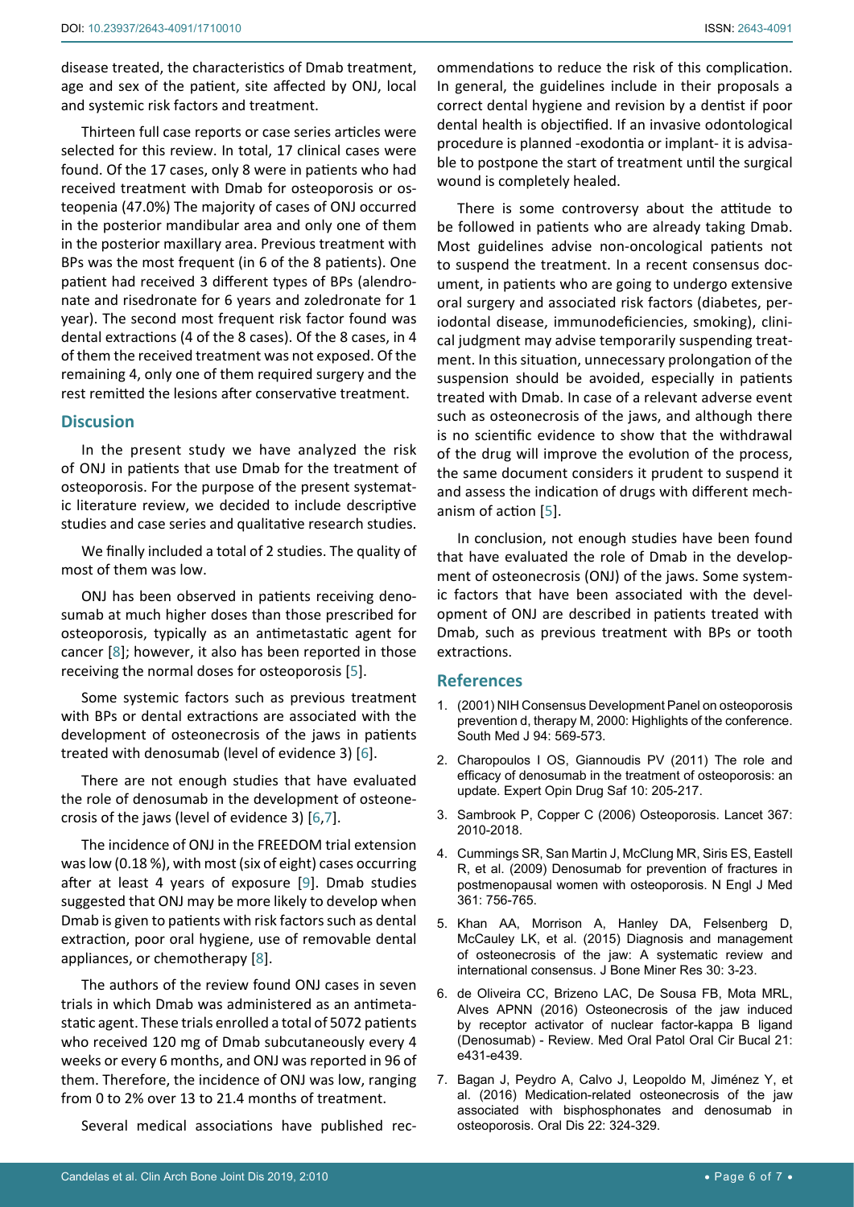disease treated, the characteristics of Dmab treatment, age and sex of the patient, site affected by ONJ, local and systemic risk factors and treatment.

Thirteen full case reports or case series articles were selected for this review. In total, 17 clinical cases were found. Of the 17 cases, only 8 were in patients who had received treatment with Dmab for osteoporosis or osteopenia (47.0%) The majority of cases of ONJ occurred in the posterior mandibular area and only one of them in the posterior maxillary area. Previous treatment with BPs was the most frequent (in 6 of the 8 patients). One patient had received 3 different types of BPs (alendronate and risedronate for 6 years and zoledronate for 1 year). The second most frequent risk factor found was dental extractions (4 of the 8 cases). Of the 8 cases, in 4 of them the received treatment was not exposed. Of the remaining 4, only one of them required surgery and the rest remitted the lesions after conservative treatment.

## Discussion

In the present study we have analyzed the risk of ONJ in patients that use Dmab for the treatment of osteoporosis. For the purpose of the present systematic literature review, we decided to include descriptive studies and case series and qualitative research studies.

We finally included a total of 2 studies. The quality of most of them was low.

ONJ has been observed in patients receiving denosumab at much higher doses than those prescribed for osteoporosis, typically as an antimetastatic agent for cancer [8]; however, it also has been reported in those receiving the normal doses for osteoporosis [5].

Some systemic factors such as previous treatment with BPs or dental extractions are associated with the development of osteonecrosis of the jaws in patients treated with denosumab (level of evidence 3) [6].

There are not enough studies that have evaluated the role of denosumab in the development of osteonecrosis of the jaws (level of evidence 3) [6,7].

The incidence of ONJ in the FREEDOM trial extension was low (0.18 %), with most (six of eight) cases occurring after at least 4 years of exposure [9]. Dmab studies suggested that ONJ may be more likely to develop when Dmab is given to patients with risk factors such as dental extraction, poor oral hygiene, use of removable dental appliances, or chemotherapy [8].

The authors of the review found ONJ cases in seven trials in which Dmab was administered as an antimetastatic agent. These trials enrolled a total of 5072 patients who received 120 mg of Dmab subcutaneously every 4 weeks or every 6 months, and ONJ was reported in 96 of them. Therefore, the incidence of ONJ was low, ranging from 0 to 2% over 13 to 21.4 months of treatment.

Several medical associations have published recommendations to reduce the risk of this complication. In general, the guidelines include in their proposals a correct dental hygiene and revision by a dentist if poor dental health is objectified. If an invasive odontological procedure is planned -exodontia or implant- it is advisable to postpone the start of treatment until the surgical wound is completely healed.

There is some controversy about the attitude to be followed in patients who are already taking Dmab. Most guidelines advise non-oncological patients not to suspend the treatment. In a recent consensus document, in patients who are going to undergo extensive oral surgery and associated risk factors (diabetes, periodontal disease, immunodeficiencies, smoking), clinical judgment may advise temporarily suspending treatment. In this situation, unnecessary prolongation of the suspension should be avoided, especially in patients treated with Dmab. In case of a relevant adverse event such as osteonecrosis of the jaws, and although there is no scientific evidence to show that the withdrawal of the drug will improve the evolution of the process, the same document considers it prudent to suspend it and assess the indication of drugs with different mechanism of action [5].

In conclusion, not enough studies have been found that have evaluated the role of Dmab in the development of osteonecrosis (ONJ) of the jaws. Some systemic factors that have been associated with the development of ONJ are described in patients treated with Dmab, such as previous treatment with BPs or tooth extractions.

## References

1. (2001) NIH Consensus Development Panel on osteoporosis prevention d, therapy M, 2000: Highlights of the conference. South Med J 94: 569-573.
2. Charopoulos I OS, Giannoudis PV (2011) The role and efficacy of denosumab in the treatment of osteoporosis: an update. Expert Opin Drug Saf 10: 205-217.
3. Sambrook P, Copper C (2006) Osteoporosis. Lancet 367: 2010-2018.
4. Cummings SR, San Martin J, McClung MR, Siris ES, Eastell R, et al. (2009) Denosumab for prevention of fractures in postmenopausal women with osteoporosis. N Engl J Med 361: 756-765.
5. Khan AA, Morrison A, Hanley DA, Felsenberg D, McCauley LK, et al. (2015) Diagnosis and management of osteonecrosis of the jaw: A systematic review and international consensus. J Bone Miner Res 30: 3-23.
6. de Oliveira CC, Brizeno LAC, De Sousa FB, Mota MRL, Alves APNN (2016) Osteonecrosis of the jaw induced by receptor activator of nuclear factor-kappa B ligand (Denosumab) - Review. Med Oral Patol Oral Cir Bucal 21: e431-e439.
7. Bagan J, Peydro A, Calvo J, Leopoldo M, Jiménez Y, et al. (2016) Medication-related osteonecrosis of the jaw associated with bisphosphonates and denosumab in osteoporosis. Oral Dis 22: 324-329.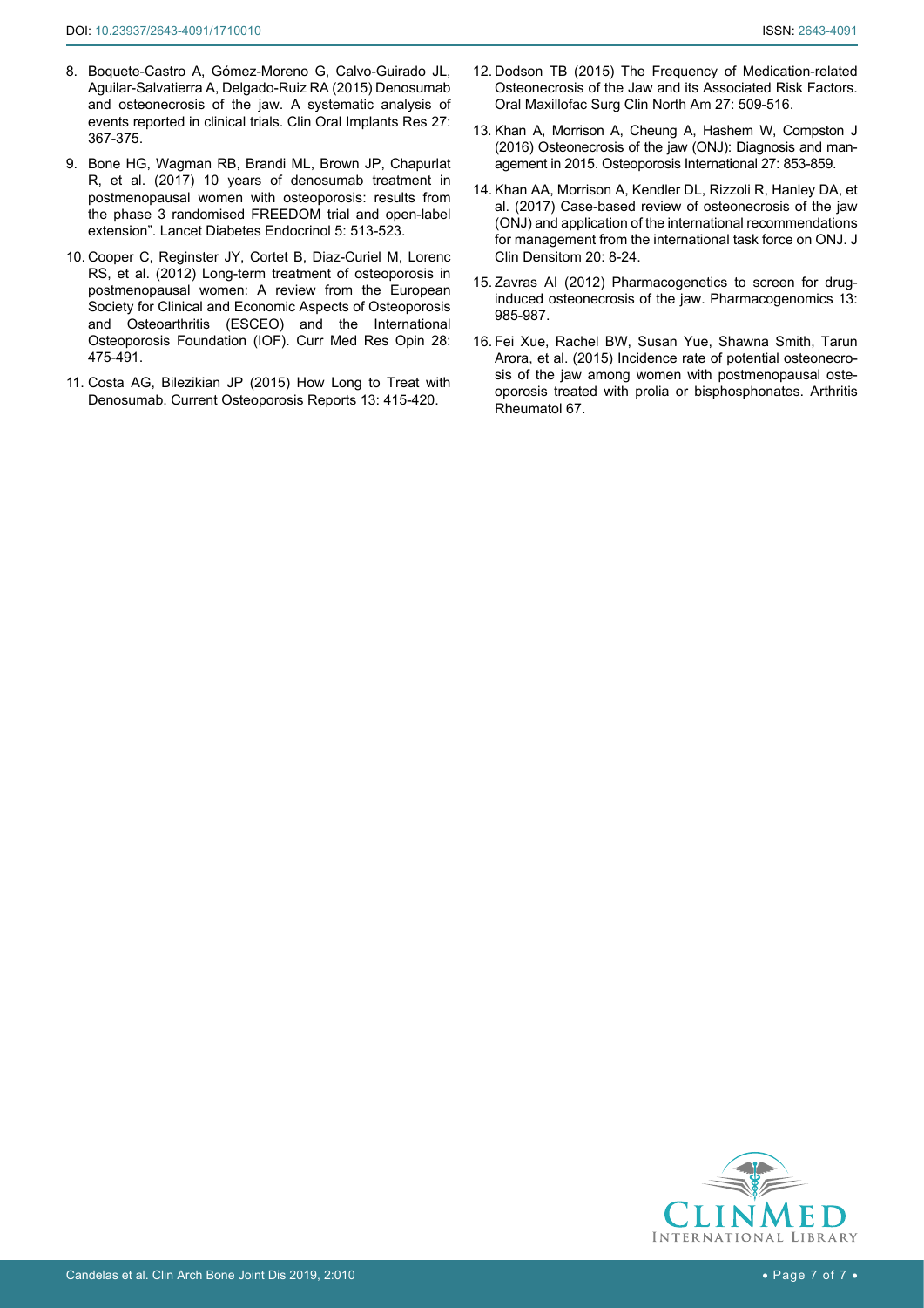8. Boquete-Castro A, Gómez-Moreno G, Calvo-Guirado JL, Aguilar-Salvatierra A, Delgado-Ruiz RA (2015) Denosumab and osteonecrosis of the jaw. A systematic analysis of events reported in clinical trials. Clin Oral Implants Res 27: 367-375.
9. Bone HG, Wagman RB, Brandi ML, Brown JP, Chapurlat R, et al. (2017) 10 years of denosumab treatment in postmenopausal women with osteoporosis: results from the phase 3 randomised FREEDOM trial and open-label extension". Lancet Diabetes Endocrinol 5: 513-523.
10. Cooper C, Reginster JY, Cortet B, Diaz-Curiel M, Lorenc RS, et al. (2012) Long-term treatment of osteoporosis in postmenopausal women: A review from the European Society for Clinical and Economic Aspects of Osteoporosis and Osteoarthritis (ESCEO) and the International Osteoporosis Foundation (IOF). Curr Med Res Opin 28: 475-491.
11. Costa AG, Bilezikian JP (2015) How Long to Treat with Denosumab. Current Osteoporosis Reports 13: 415-420.
12. Dodson TB (2015) The Frequency of Medication-related Osteonecrosis of the Jaw and its Associated Risk Factors. Oral Maxillofac Surg Clin North Am 27: 509-516.
13. Khan A, Morrison A, Cheung A, Hashem W, Compston J (2016) Osteonecrosis of the jaw (ONJ): Diagnosis and management in 2015. Osteoporosis International 27: 853-859.
14. Khan AA, Morrison A, Kendler DL, Rizzoli R, Hanley DA, et al. (2017) Case-based review of osteonecrosis of the jaw (ONJ) and application of the international recommendations for management from the international task force on ONJ. J Clin Densitom 20: 8-24.
15. Zavras AI (2012) Pharmacogenetics to screen for drug-induced osteonecrosis of the jaw. Pharmacogenomics 13: 985-987.
16. Fei Xue, Rachel BW, Susan Yue, Shawna Smith, Tarun Arora, et al. (2015) Incidence rate of potential osteonecrosis of the jaw among women with postmenopausal osteoporosis treated with prolia or bisphosphonates. Arthritis Rheumatol 67.